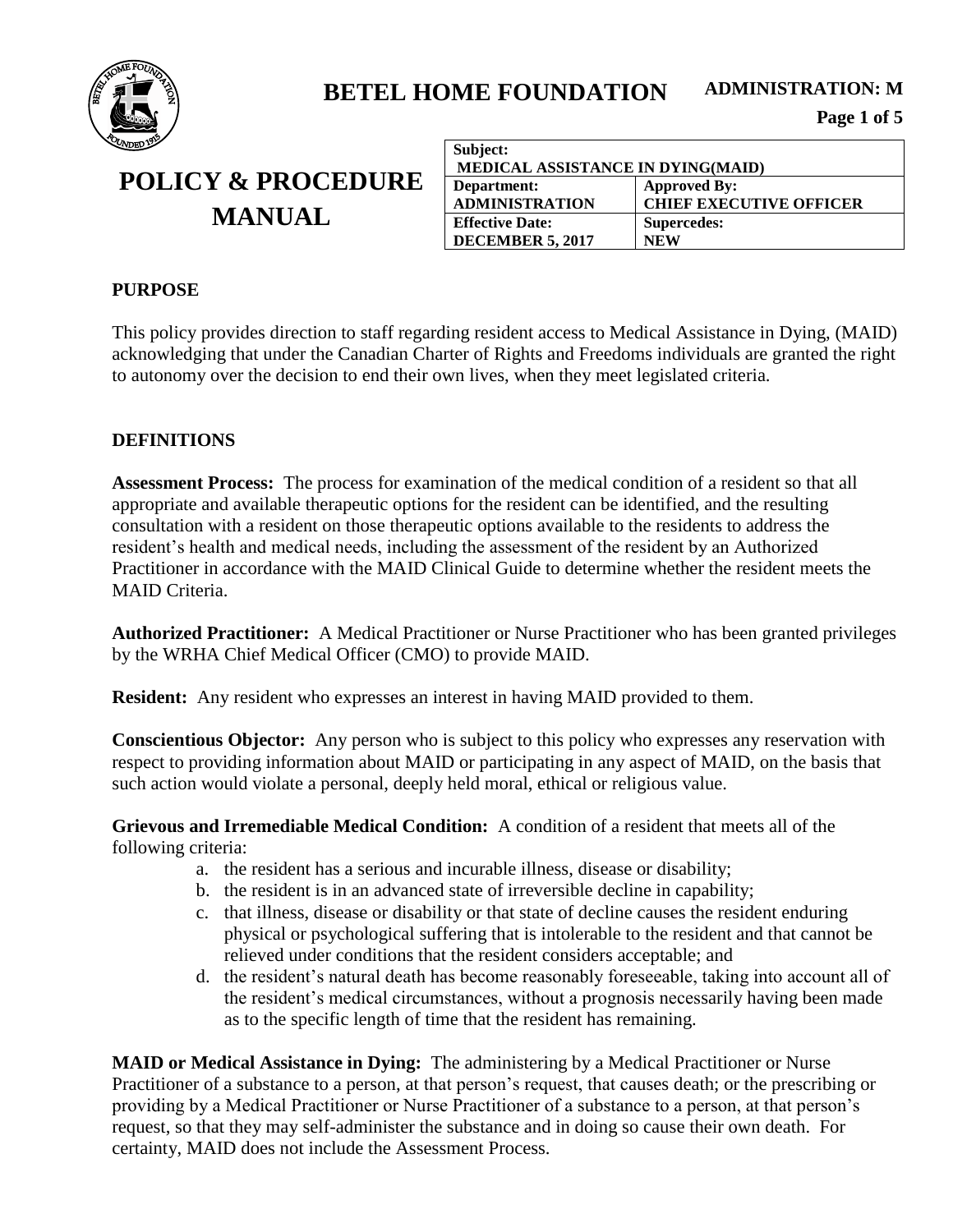# BETEL HOME FOUNDATION

**ADMINISTRATION: M**

# POLICY & PROCEDURE MANUAL

| **Subject:** **MEDICAL ASSISTANCE IN DYING(MAID)** | |
|---|---|
| **Department:** **ADMINISTRATION** | **Approved By:** **CHIEF EXECUTIVE OFFICER** |
| **Effective Date:** **DECEMBER 5, 2017** | **Supercedes:** **NEW** |

## PURPOSE

This policy provides direction to staff regarding resident access to Medical Assistance in Dying, (MAID) acknowledging that under the Canadian Charter of Rights and Freedoms individuals are granted the right to autonomy over the decision to end their own lives, when they meet legislated criteria.

## DEFINITIONS

**Assessment Process:** The process for examination of the medical condition of a resident so that all appropriate and available therapeutic options for the resident can be identified, and the resulting consultation with a resident on those therapeutic options available to the residents to address the resident's health and medical needs, including the assessment of the resident by an Authorized Practitioner in accordance with the MAID Clinical Guide to determine whether the resident meets the MAID Criteria.

**Authorized Practitioner:** A Medical Practitioner or Nurse Practitioner who has been granted privileges by the WRHA Chief Medical Officer (CMO) to provide MAID.

**Resident:** Any resident who expresses an interest in having MAID provided to them.

**Conscientious Objector:** Any person who is subject to this policy who expresses any reservation with respect to providing information about MAID or participating in any aspect of MAID, on the basis that such action would violate a personal, deeply held moral, ethical or religious value.

**Grievous and Irremediable Medical Condition:** A condition of a resident that meets all of the following criteria:

a. the resident has a serious and incurable illness, disease or disability;
b. the resident is in an advanced state of irreversible decline in capability;
c. that illness, disease or disability or that state of decline causes the resident enduring physical or psychological suffering that is intolerable to the resident and that cannot be relieved under conditions that the resident considers acceptable; and
d. the resident's natural death has become reasonably foreseeable, taking into account all of the resident's medical circumstances, without a prognosis necessarily having been made as to the specific length of time that the resident has remaining.

**MAID or Medical Assistance in Dying:** The administering by a Medical Practitioner or Nurse Practitioner of a substance to a person, at that person's request, that causes death; or the prescribing or providing by a Medical Practitioner or Nurse Practitioner of a substance to a person, at that person's request, so that they may self-administer the substance and in doing so cause their own death. For certainty, MAID does not include the Assessment Process.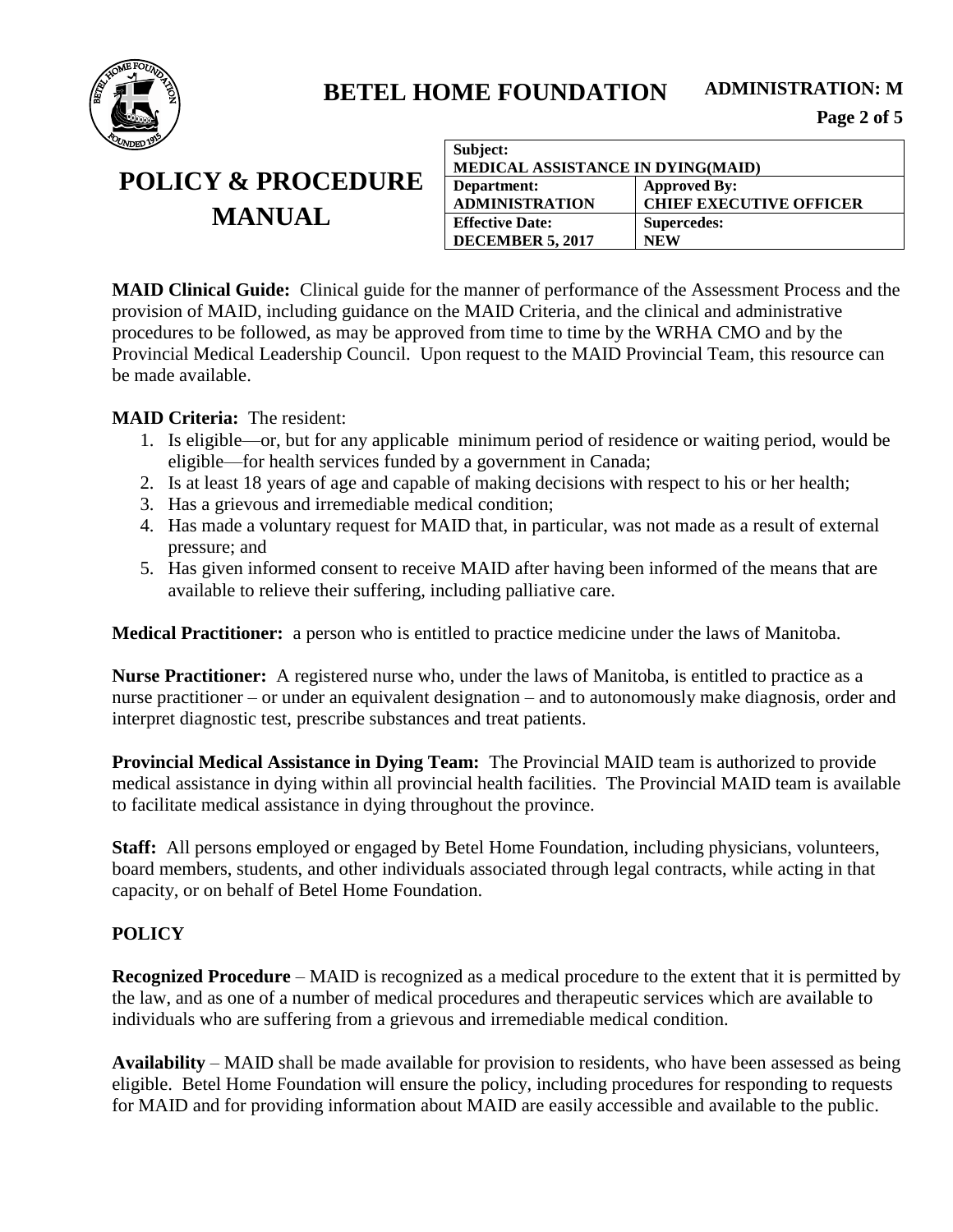**MAID Clinical Guide:** Clinical guide for the manner of performance of the Assessment Process and the provision of MAID, including guidance on the MAID Criteria, and the clinical and administrative procedures to be followed, as may be approved from time to time by the WRHA CMO and by the Provincial Medical Leadership Council. Upon request to the MAID Provincial Team, this resource can be made available.

**MAID Criteria:** The resident:

1. Is eligible—or, but for any applicable minimum period of residence or waiting period, would be eligible—for health services funded by a government in Canada;
2. Is at least 18 years of age and capable of making decisions with respect to his or her health;
3. Has a grievous and irremediable medical condition;
4. Has made a voluntary request for MAID that, in particular, was not made as a result of external pressure; and
5. Has given informed consent to receive MAID after having been informed of the means that are available to relieve their suffering, including palliative care.

**Medical Practitioner:** a person who is entitled to practice medicine under the laws of Manitoba.

**Nurse Practitioner:** A registered nurse who, under the laws of Manitoba, is entitled to practice as a nurse practitioner – or under an equivalent designation – and to autonomously make diagnosis, order and interpret diagnostic test, prescribe substances and treat patients.

**Provincial Medical Assistance in Dying Team:** The Provincial MAID team is authorized to provide medical assistance in dying within all provincial health facilities. The Provincial MAID team is available to facilitate medical assistance in dying throughout the province.

**Staff:** All persons employed or engaged by Betel Home Foundation, including physicians, volunteers, board members, students, and other individuals associated through legal contracts, while acting in that capacity, or on behalf of Betel Home Foundation.

## POLICY

**Recognized Procedure** – MAID is recognized as a medical procedure to the extent that it is permitted by the law, and as one of a number of medical procedures and therapeutic services which are available to individuals who are suffering from a grievous and irremediable medical condition.

**Availability** – MAID shall be made available for provision to residents, who have been assessed as being eligible. Betel Home Foundation will ensure the policy, including procedures for responding to requests for MAID and for providing information about MAID are easily accessible and available to the public.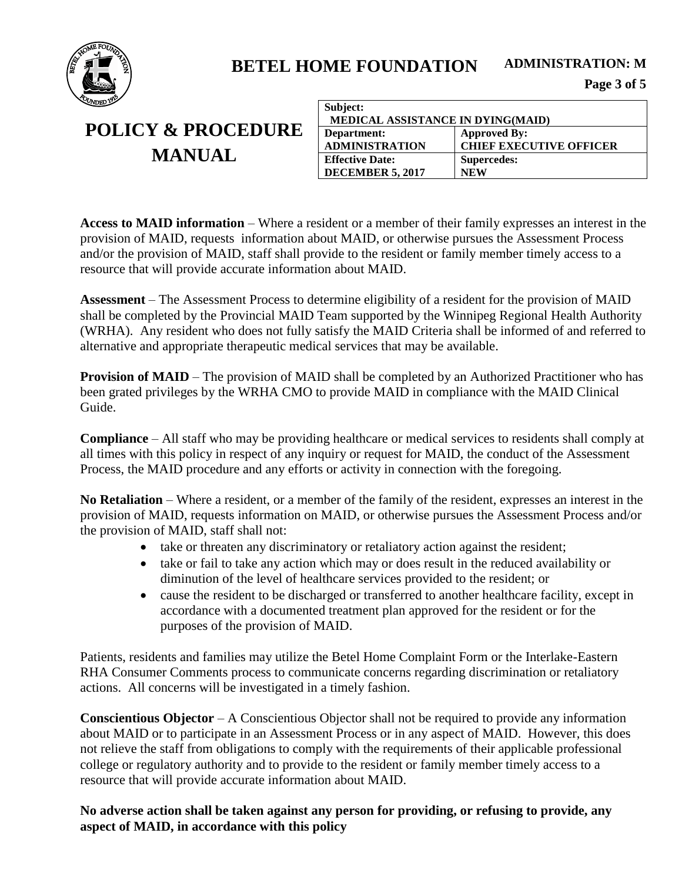**Access to MAID information** – Where a resident or a member of their family expresses an interest in the provision of MAID, requests information about MAID, or otherwise pursues the Assessment Process and/or the provision of MAID, staff shall provide to the resident or family member timely access to a resource that will provide accurate information about MAID.

**Assessment** – The Assessment Process to determine eligibility of a resident for the provision of MAID shall be completed by the Provincial MAID Team supported by the Winnipeg Regional Health Authority (WRHA). Any resident who does not fully satisfy the MAID Criteria shall be informed of and referred to alternative and appropriate therapeutic medical services that may be available.

**Provision of MAID** – The provision of MAID shall be completed by an Authorized Practitioner who has been grated privileges by the WRHA CMO to provide MAID in compliance with the MAID Clinical Guide.

**Compliance** – All staff who may be providing healthcare or medical services to residents shall comply at all times with this policy in respect of any inquiry or request for MAID, the conduct of the Assessment Process, the MAID procedure and any efforts or activity in connection with the foregoing.

**No Retaliation** – Where a resident, or a member of the family of the resident, expresses an interest in the provision of MAID, requests information on MAID, or otherwise pursues the Assessment Process and/or the provision of MAID, staff shall not:

- take or threaten any discriminatory or retaliatory action against the resident;
- take or fail to take any action which may or does result in the reduced availability or diminution of the level of healthcare services provided to the resident; or
- cause the resident to be discharged or transferred to another healthcare facility, except in accordance with a documented treatment plan approved for the resident or for the purposes of the provision of MAID.

Patients, residents and families may utilize the Betel Home Complaint Form or the Interlake-Eastern RHA Consumer Comments process to communicate concerns regarding discrimination or retaliatory actions. All concerns will be investigated in a timely fashion.

**Conscientious Objector** – A Conscientious Objector shall not be required to provide any information about MAID or to participate in an Assessment Process or in any aspect of MAID. However, this does not relieve the staff from obligations to comply with the requirements of their applicable professional college or regulatory authority and to provide to the resident or family member timely access to a resource that will provide accurate information about MAID.

**No adverse action shall be taken against any person for providing, or refusing to provide, any aspect of MAID, in accordance with this policy**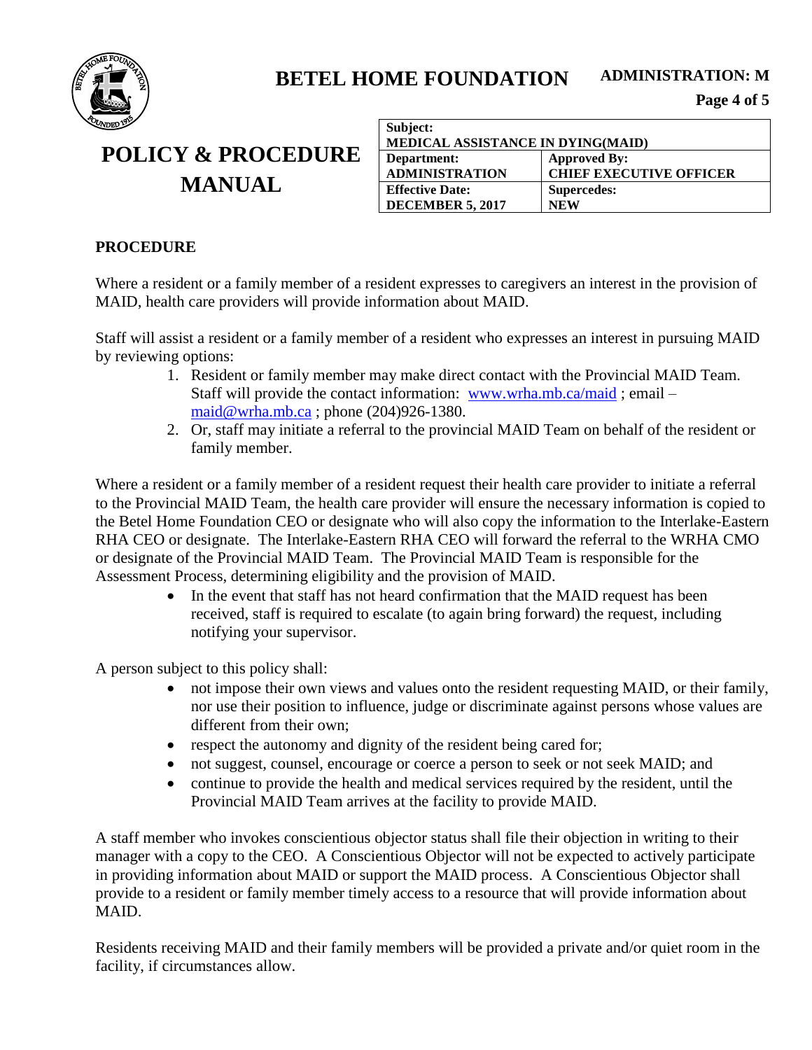## PROCEDURE

Where a resident or a family member of a resident expresses to caregivers an interest in the provision of MAID, health care providers will provide information about MAID.

Staff will assist a resident or a family member of a resident who expresses an interest in pursuing MAID by reviewing options:

1. Resident or family member may make direct contact with the Provincial MAID Team. Staff will provide the contact information: www.wrha.mb.ca/maid ; email – maid@wrha.mb.ca ; phone (204)926-1380.
2. Or, staff may initiate a referral to the provincial MAID Team on behalf of the resident or family member.

Where a resident or a family member of a resident request their health care provider to initiate a referral to the Provincial MAID Team, the health care provider will ensure the necessary information is copied to the Betel Home Foundation CEO or designate who will also copy the information to the Interlake-Eastern RHA CEO or designate. The Interlake-Eastern RHA CEO will forward the referral to the WRHA CMO or designate of the Provincial MAID Team. The Provincial MAID Team is responsible for the Assessment Process, determining eligibility and the provision of MAID.

- In the event that staff has not heard confirmation that the MAID request has been received, staff is required to escalate (to again bring forward) the request, including notifying your supervisor.

A person subject to this policy shall:

- not impose their own views and values onto the resident requesting MAID, or their family, nor use their position to influence, judge or discriminate against persons whose values are different from their own;
- respect the autonomy and dignity of the resident being cared for;
- not suggest, counsel, encourage or coerce a person to seek or not seek MAID; and
- continue to provide the health and medical services required by the resident, until the Provincial MAID Team arrives at the facility to provide MAID.

A staff member who invokes conscientious objector status shall file their objection in writing to their manager with a copy to the CEO. A Conscientious Objector will not be expected to actively participate in providing information about MAID or support the MAID process. A Conscientious Objector shall provide to a resident or family member timely access to a resource that will provide information about MAID.

Residents receiving MAID and their family members will be provided a private and/or quiet room in the facility, if circumstances allow.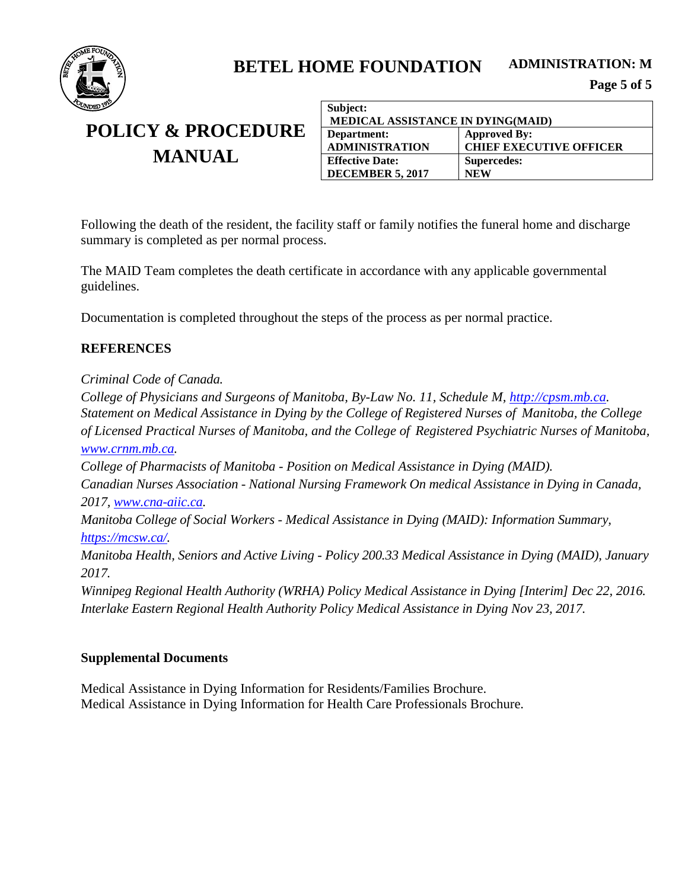Following the death of the resident, the facility staff or family notifies the funeral home and discharge summary is completed as per normal process.

The MAID Team completes the death certificate in accordance with any applicable governmental guidelines.

Documentation is completed throughout the steps of the process as per normal practice.

## REFERENCES

*Criminal Code of Canada.*
*College of Physicians and Surgeons of Manitoba, By-Law No. 11, Schedule M, http://cpsm.mb.ca.*
*Statement on Medical Assistance in Dying by the College of Registered Nurses of Manitoba, the College of Licensed Practical Nurses of Manitoba, and the College of Registered Psychiatric Nurses of Manitoba, www.crnm.mb.ca.*
*College of Pharmacists of Manitoba - Position on Medical Assistance in Dying (MAID).*
*Canadian Nurses Association - National Nursing Framework On medical Assistance in Dying in Canada, 2017, www.cna-aiic.ca.*
*Manitoba College of Social Workers - Medical Assistance in Dying (MAID): Information Summary, https://mcsw.ca/.*
*Manitoba Health, Seniors and Active Living - Policy 200.33 Medical Assistance in Dying (MAID), January 2017.*
*Winnipeg Regional Health Authority (WRHA) Policy Medical Assistance in Dying [Interim] Dec 22, 2016.*
*Interlake Eastern Regional Health Authority Policy Medical Assistance in Dying Nov 23, 2017.*

### Supplemental Documents

Medical Assistance in Dying Information for Residents/Families Brochure.
Medical Assistance in Dying Information for Health Care Professionals Brochure.